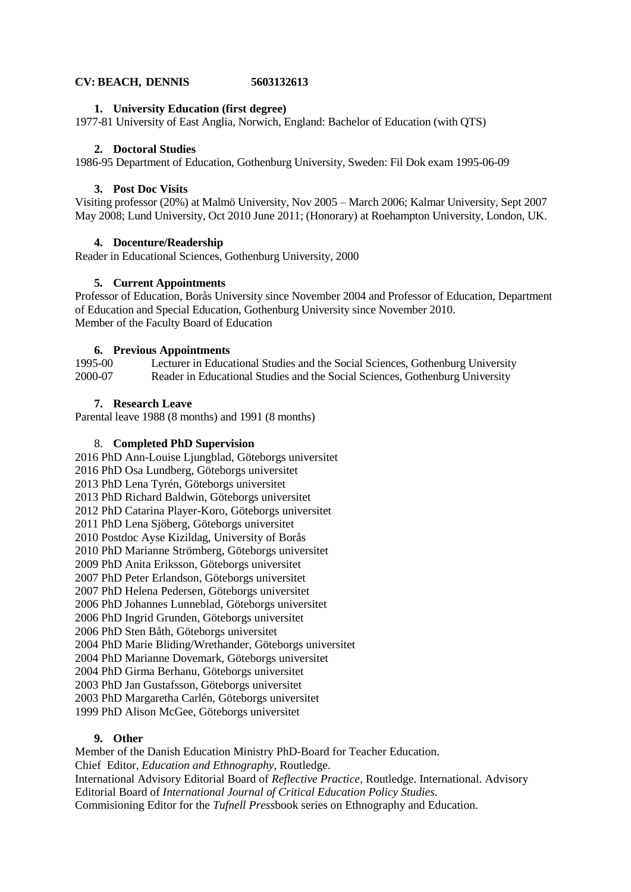**CV: BEACH, DENNIS 5603132613**

### 1. University Education (first degree)

1977-81 University of East Anglia, Norwich, England: Bachelor of Education (with QTS)

### 2. Doctoral Studies

1986-95 Department of Education, Gothenburg University, Sweden: Fil Dok exam 1995-06-09

### 3. Post Doc Visits

Visiting professor (20%) at Malmö University, Nov 2005 – March 2006; Kalmar University, Sept 2007 May 2008; Lund University, Oct 2010 June 2011; (Honorary) at Roehampton University, London, UK.

### 4. Docenture/Readership

Reader in Educational Sciences, Gothenburg University, 2000

### 5. Current Appointments

Professor of Education, Borås University since November 2004 and Professor of Education, Department of Education and Special Education, Gothenburg University since November 2010.
Member of the Faculty Board of Education

### 6. Previous Appointments

1995-00 Lecturer in Educational Studies and the Social Sciences, Gothenburg University
2000-07 Reader in Educational Studies and the Social Sciences, Gothenburg University

### 7. Research Leave

Parental leave 1988 (8 months) and 1991 (8 months)

### 8. Completed PhD Supervision

2016 PhD Ann-Louise Ljungblad, Göteborgs universitet
2016 PhD Osa Lundberg, Göteborgs universitet
2013 PhD Lena Tyrén, Göteborgs universitet
2013 PhD Richard Baldwin, Göteborgs universitet
2012 PhD Catarina Player-Koro, Göteborgs universitet
2011 PhD Lena Sjöberg, Göteborgs universitet
2010 Postdoc Ayse Kizildag, University of Borås
2010 PhD Marianne Strömberg, Göteborgs universitet
2009 PhD Anita Eriksson, Göteborgs universitet
2007 PhD Peter Erlandson, Göteborgs universitet
2007 PhD Helena Pedersen, Göteborgs universitet
2006 PhD Johannes Lunneblad, Göteborgs universitet
2006 PhD Ingrid Grunden, Göteborgs universitet
2006 PhD Sten Båth, Göteborgs universitet
2004 PhD Marie Bliding/Wrethander, Göteborgs universitet
2004 PhD Marianne Dovemark, Göteborgs universitet
2004 PhD Girma Berhanu, Göteborgs universitet
2003 PhD Jan Gustafsson, Göteborgs universitet
2003 PhD Margaretha Carlén, Göteborgs universitet
1999 PhD Alison McGee, Göteborgs universitet

### 9. Other

Member of the Danish Education Ministry PhD-Board for Teacher Education.
Chief Editor, *Education and Ethnography*, Routledge.
International Advisory Editorial Board of *Reflective Practice*, Routledge. International. Advisory Editorial Board of *International Journal of Critical Education Policy Studies.*
Commisioning Editor for the *Tufnell Press*book series on Ethnography and Education.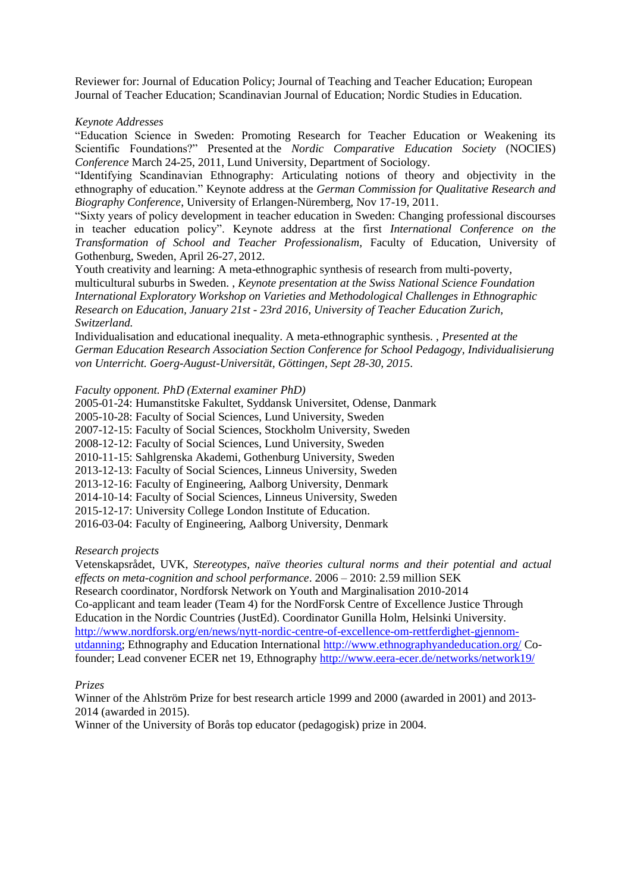Reviewer for: Journal of Education Policy; Journal of Teaching and Teacher Education; European Journal of Teacher Education; Scandinavian Journal of Education; Nordic Studies in Education.

*Keynote Addresses*

"Education Science in Sweden: Promoting Research for Teacher Education or Weakening its Scientific Foundations?" Presented at the *Nordic Comparative Education Society* (NOCIES) *Conference* March 24-25, 2011, Lund University, Department of Sociology.

"Identifying Scandinavian Ethnography: Articulating notions of theory and objectivity in the ethnography of education." Keynote address at the *German Commission for Qualitative Research and Biography Conference*, University of Erlangen-Nüremberg, Nov 17-19, 2011.

"Sixty years of policy development in teacher education in Sweden: Changing professional discourses in teacher education policy". Keynote address at the first *International Conference on the Transformation of School and Teacher Professionalism,* Faculty of Education, University of Gothenburg, Sweden, April 26-27, 2012.

Youth creativity and learning: A meta-ethnographic synthesis of research from multi-poverty, multicultural suburbs in Sweden. , *Keynote presentation at the Swiss National Science Foundation International Exploratory Workshop on Varieties and Methodological Challenges in Ethnographic Research on Education, January 21st - 23rd 2016, University of Teacher Education Zurich, Switzerland.*

Individualisation and educational inequality. A meta-ethnographic synthesis. , *Presented at the German Education Research Association Section Conference for School Pedagogy, Individualisierung von Unterricht. Goerg-August-Universität, Göttingen, Sept 28-30, 2015.*

*Faculty opponent. PhD (External examiner PhD)*

2005-01-24: Humanstitske Fakultet, Syddansk Universitet, Odense, Danmark
2005-10-28: Faculty of Social Sciences, Lund University, Sweden
2007-12-15: Faculty of Social Sciences, Stockholm University, Sweden
2008-12-12: Faculty of Social Sciences, Lund University, Sweden
2010-11-15: Sahlgrenska Akademi, Gothenburg University, Sweden
2013-12-13: Faculty of Social Sciences, Linneus University, Sweden
2013-12-16: Faculty of Engineering, Aalborg University, Denmark
2014-10-14: Faculty of Social Sciences, Linneus University, Sweden
2015-12-17: University College London Institute of Education.
2016-03-04: Faculty of Engineering, Aalborg University, Denmark

*Research projects*

Vetenskapsrådet, UVK, *Stereotypes, naïve theories cultural norms and their potential and actual effects on meta-cognition and school performance*. 2006 – 2010: 2.59 million SEK
Research coordinator, Nordforsk Network on Youth and Marginalisation 2010-2014
Co-applicant and team leader (Team 4) for the NordForsk Centre of Excellence Justice Through Education in the Nordic Countries (JustEd). Coordinator Gunilla Holm, Helsinki University. http://www.nordforsk.org/en/news/nytt-nordic-centre-of-excellence-om-rettferdighet-gjennom-utdanning; Ethnography and Education International http://www.ethnographyandeducation.org/ Co-founder; Lead convener ECER net 19, Ethnography http://www.eera-ecer.de/networks/network19/

*Prizes*

Winner of the Ahlström Prize for best research article 1999 and 2000 (awarded in 2001) and 2013-2014 (awarded in 2015).
Winner of the University of Borås top educator (pedagogisk) prize in 2004.